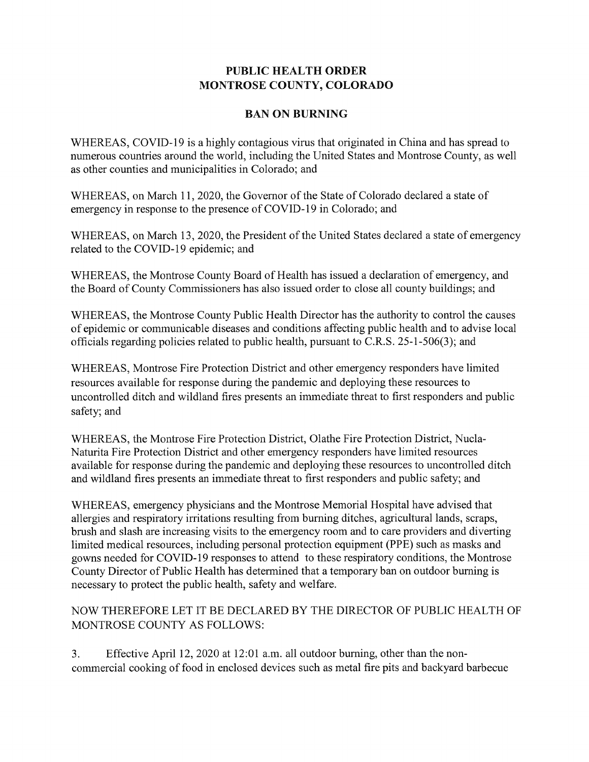# PUBLIC HEALTH ORDER
# MONTROSE COUNTY, COLORADO

## BAN ON BURNING

WHEREAS, COVID-19 is a highly contagious virus that originated in China and has spread to numerous countries around the world, including the United States and Montrose County, as well as other counties and municipalities in Colorado; and

WHEREAS, on March 11, 2020, the Governor of the State of Colorado declared a state of emergency in response to the presence of COVID-19 in Colorado; and

WHEREAS, on March 13, 2020, the President of the United States declared a state of emergency related to the COVID-19 epidemic; and

WHEREAS, the Montrose County Board of Health has issued a declaration of emergency, and the Board of County Commissioners has also issued order to close all county buildings; and

WHEREAS, the Montrose County Public Health Director has the authority to control the causes of epidemic or communicable diseases and conditions affecting public health and to advise local officials regarding policies related to public health, pursuant to C.R.S. 25-1-506(3); and

WHEREAS, Montrose Fire Protection District and other emergency responders have limited resources available for response during the pandemic and deploying these resources to uncontrolled ditch and wildland fires presents an immediate threat to first responders and public safety; and

WHEREAS, the Montrose Fire Protection District, Olathe Fire Protection District, Nucla-Naturita Fire Protection District and other emergency responders have limited resources available for response during the pandemic and deploying these resources to uncontrolled ditch and wildland fires presents an immediate threat to first responders and public safety; and

WHEREAS, emergency physicians and the Montrose Memorial Hospital have advised that allergies and respiratory irritations resulting from burning ditches, agricultural lands, scraps, brush and slash are increasing visits to the emergency room and to care providers and diverting limited medical resources, including personal protection equipment (PPE) such as masks and gowns needed for COVID-19 responses to attend to these respiratory conditions, the Montrose County Director of Public Health has determined that a temporary ban on outdoor burning is necessary to protect the public health, safety and welfare.

NOW THEREFORE LET IT BE DECLARED BY THE DIRECTOR OF PUBLIC HEALTH OF MONTROSE COUNTY AS FOLLOWS:

3. Effective April 12, 2020 at 12:01 a.m. all outdoor burning, other than the non-commercial cooking of food in enclosed devices such as metal fire pits and backyard barbecue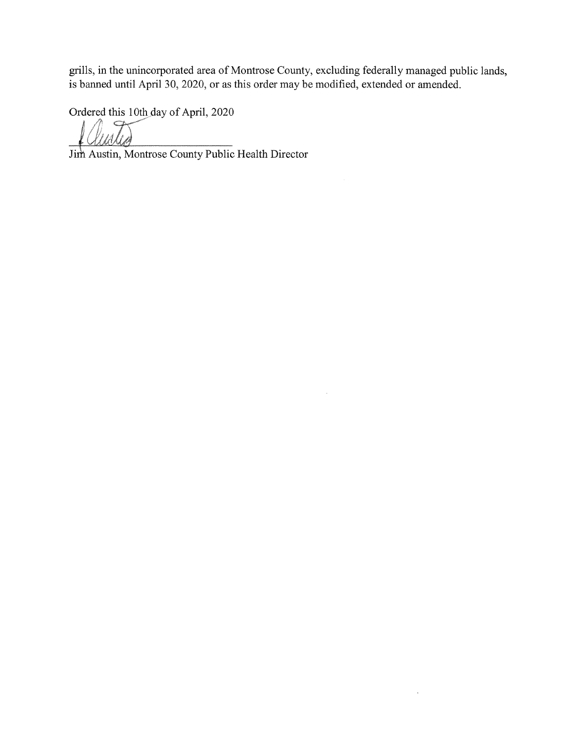grills, in the unincorporated area of Montrose County, excluding federally managed public lands, is banned until April 30, 2020, or as this order may be modified, extended or amended.

Ordered this 10th day of April, 2020

Jim Austin, Montrose County Public Health Director